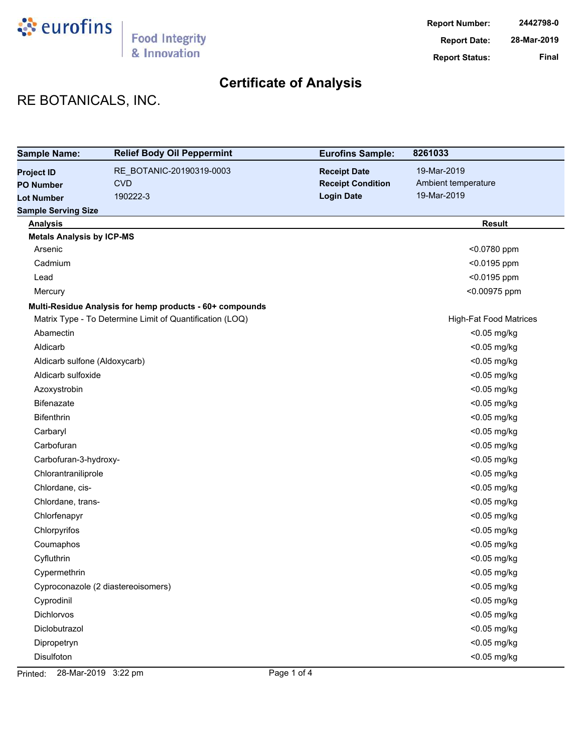eurofins | Food Integrity & Innovation

**Report Number:** 2442798-0
**Report Date:** 28-Mar-2019
**Report Status:** Final

# Certificate of Analysis

## RE BOTANICALS, INC.

| **Sample Name:** | **Relief Body Oil Peppermint** | **Eurofins Sample:** | **8261033** |
|---|---|---|---|
| **Project ID** | RE_BOTANIC-20190319-0003 | **Receipt Date** | 19-Mar-2019 |
| **PO Number** | CVD | **Receipt Condition** | Ambient temperature |
| **Lot Number** | 190222-3 | **Login Date** | 19-Mar-2019 |
| **Sample Serving Size** | | | |

| Analysis | Result |
|---|---|
| **Metals Analysis by ICP-MS** | |
| Arsenic | <0.0780 ppm |
| Cadmium | <0.0195 ppm |
| Lead | <0.0195 ppm |
| Mercury | <0.00975 ppm |
| **Multi-Residue Analysis for hemp products - 60+ compounds** | |
| Matrix Type - To Determine Limit of Quantification (LOQ) | High-Fat Food Matrices |
| Abamectin | <0.05 mg/kg |
| Aldicarb | <0.05 mg/kg |
| Aldicarb sulfone (Aldoxycarb) | <0.05 mg/kg |
| Aldicarb sulfoxide | <0.05 mg/kg |
| Azoxystrobin | <0.05 mg/kg |
| Bifenazate | <0.05 mg/kg |
| Bifenthrin | <0.05 mg/kg |
| Carbaryl | <0.05 mg/kg |
| Carbofuran | <0.05 mg/kg |
| Carbofuran-3-hydroxy- | <0.05 mg/kg |
| Chlorantraniliprole | <0.05 mg/kg |
| Chlordane, cis- | <0.05 mg/kg |
| Chlordane, trans- | <0.05 mg/kg |
| Chlorfenapyr | <0.05 mg/kg |
| Chlorpyrifos | <0.05 mg/kg |
| Coumaphos | <0.05 mg/kg |
| Cyfluthrin | <0.05 mg/kg |
| Cypermethrin | <0.05 mg/kg |
| Cyproconazole (2 diastereoisomers) | <0.05 mg/kg |
| Cyprodinil | <0.05 mg/kg |
| Dichlorvos | <0.05 mg/kg |
| Diclobutrazol | <0.05 mg/kg |
| Dipropetryn | <0.05 mg/kg |
| Disulfoton | <0.05 mg/kg |

Printed: 28-Mar-2019 3:22 pm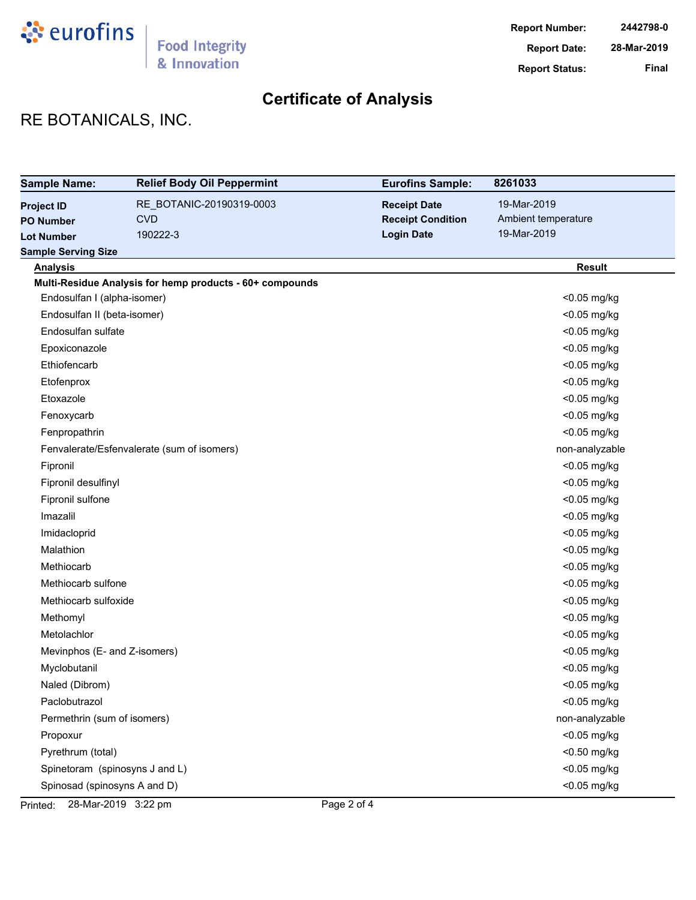# Certificate of Analysis

**Report Number:** 2442798-0
**Report Date:** 28-Mar-2019
**Report Status:** Final

## RE BOTANICALS, INC.

| **Sample Name:** | **Relief Body Oil Peppermint** | **Eurofins Sample:** | **8261033** |
|---|---|---|---|
| **Project ID** | RE_BOTANIC-20190319-0003 | **Receipt Date** | 19-Mar-2019 |
| **PO Number** | CVD | **Receipt Condition** | Ambient temperature |
| **Lot Number** | 190222-3 | **Login Date** | 19-Mar-2019 |
| **Sample Serving Size** | | | |

| Analysis | Result |
|---|---|
| **Multi-Residue Analysis for hemp products - 60+ compounds** | |
| Endosulfan I (alpha-isomer) | <0.05 mg/kg |
| Endosulfan II (beta-isomer) | <0.05 mg/kg |
| Endosulfan sulfate | <0.05 mg/kg |
| Epoxiconazole | <0.05 mg/kg |
| Ethiofencarb | <0.05 mg/kg |
| Etofenprox | <0.05 mg/kg |
| Etoxazole | <0.05 mg/kg |
| Fenoxycarb | <0.05 mg/kg |
| Fenpropathrin | <0.05 mg/kg |
| Fenvalerate/Esfenvalerate (sum of isomers) | non-analyzable |
| Fipronil | <0.05 mg/kg |
| Fipronil desulfinyl | <0.05 mg/kg |
| Fipronil sulfone | <0.05 mg/kg |
| Imazalil | <0.05 mg/kg |
| Imidacloprid | <0.05 mg/kg |
| Malathion | <0.05 mg/kg |
| Methiocarb | <0.05 mg/kg |
| Methiocarb sulfone | <0.05 mg/kg |
| Methiocarb sulfoxide | <0.05 mg/kg |
| Methomyl | <0.05 mg/kg |
| Metolachlor | <0.05 mg/kg |
| Mevinphos (E- and Z-isomers) | <0.05 mg/kg |
| Myclobutanil | <0.05 mg/kg |
| Naled (Dibrom) | <0.05 mg/kg |
| Paclobutrazol | <0.05 mg/kg |
| Permethrin (sum of isomers) | non-analyzable |
| Propoxur | <0.05 mg/kg |
| Pyrethrum (total) | <0.50 mg/kg |
| Spinetoram (spinosyns J and L) | <0.05 mg/kg |
| Spinosad (spinosyns A and D) | <0.05 mg/kg |

Printed: 28-Mar-2019 3:22 pm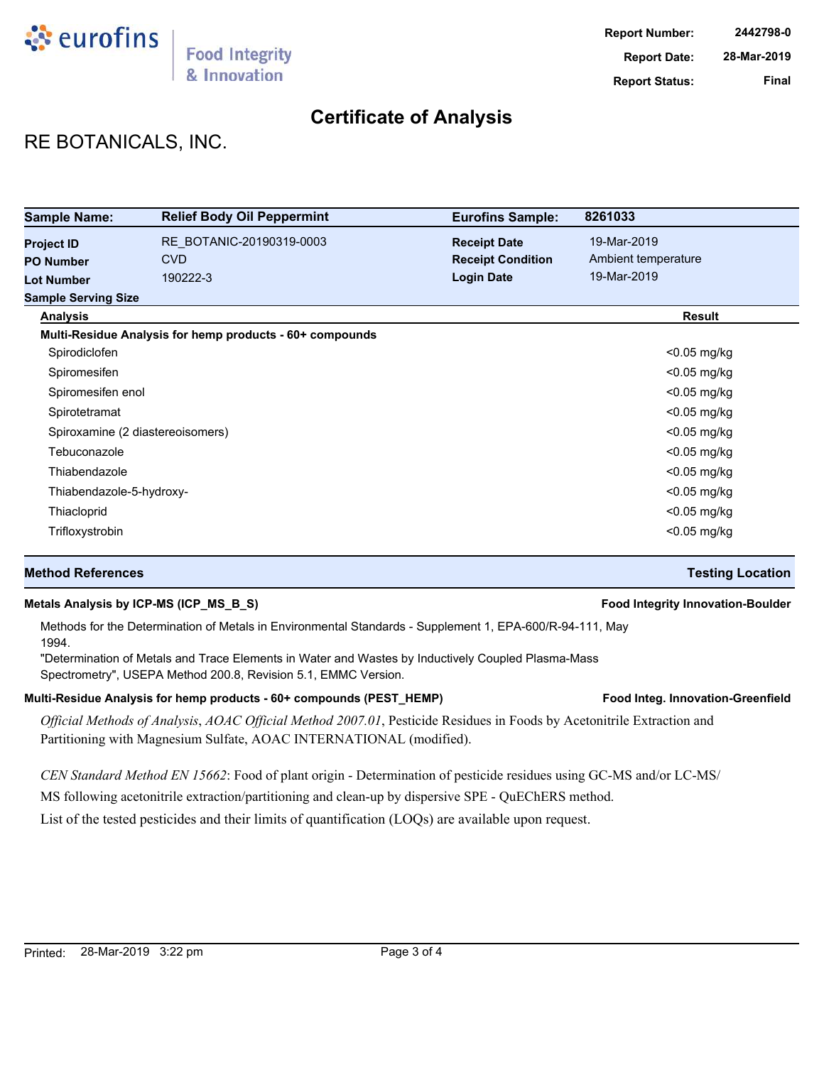**Report Number:** 2442798-0
**Report Date:** 28-Mar-2019
**Report Status:** Final

# Certificate of Analysis

## RE BOTANICALS, INC.

| **Sample Name:** | **Relief Body Oil Peppermint** | **Eurofins Sample:** | **8261033** |
|---|---|---|---|
| **Project ID** | RE_BOTANIC-20190319-0003 | **Receipt Date** | 19-Mar-2019 |
| **PO Number** | CVD | **Receipt Condition** | Ambient temperature |
| **Lot Number** | 190222-3 | **Login Date** | 19-Mar-2019 |
| **Sample Serving Size** | | | |

| Analysis | Result |
|---|---|
| **Multi-Residue Analysis for hemp products - 60+ compounds** | |
| Spirodiclofen | <0.05 mg/kg |
| Spiromesifen | <0.05 mg/kg |
| Spiromesifen enol | <0.05 mg/kg |
| Spirotetramat | <0.05 mg/kg |
| Spiroxamine (2 diastereoisomers) | <0.05 mg/kg |
| Tebuconazole | <0.05 mg/kg |
| Thiabendazole | <0.05 mg/kg |
| Thiabendazole-5-hydroxy- | <0.05 mg/kg |
| Thiacloprid | <0.05 mg/kg |
| Trifloxystrobin | <0.05 mg/kg |

## Method References — Testing Location

**Metals Analysis by ICP-MS (ICP_MS_B_S)** — **Food Integrity Innovation-Boulder**

Methods for the Determination of Metals in Environmental Standards - Supplement 1, EPA-600/R-94-111, May 1994.

"Determination of Metals and Trace Elements in Water and Wastes by Inductively Coupled Plasma-Mass Spectrometry", USEPA Method 200.8, Revision 5.1, EMMC Version.

**Multi-Residue Analysis for hemp products - 60+ compounds (PEST_HEMP)** — **Food Integ. Innovation-Greenfield**

*Official Methods of Analysis*, *AOAC Official Method 2007.01*, Pesticide Residues in Foods by Acetonitrile Extraction and Partitioning with Magnesium Sulfate, AOAC INTERNATIONAL (modified).

*CEN Standard Method EN 15662*: Food of plant origin - Determination of pesticide residues using GC-MS and/or LC-MS/MS following acetonitrile extraction/partitioning and clean-up by dispersive SPE - QuEChERS method.

List of the tested pesticides and their limits of quantification (LOQs) are available upon request.

Printed: 28-Mar-2019 3:22 pm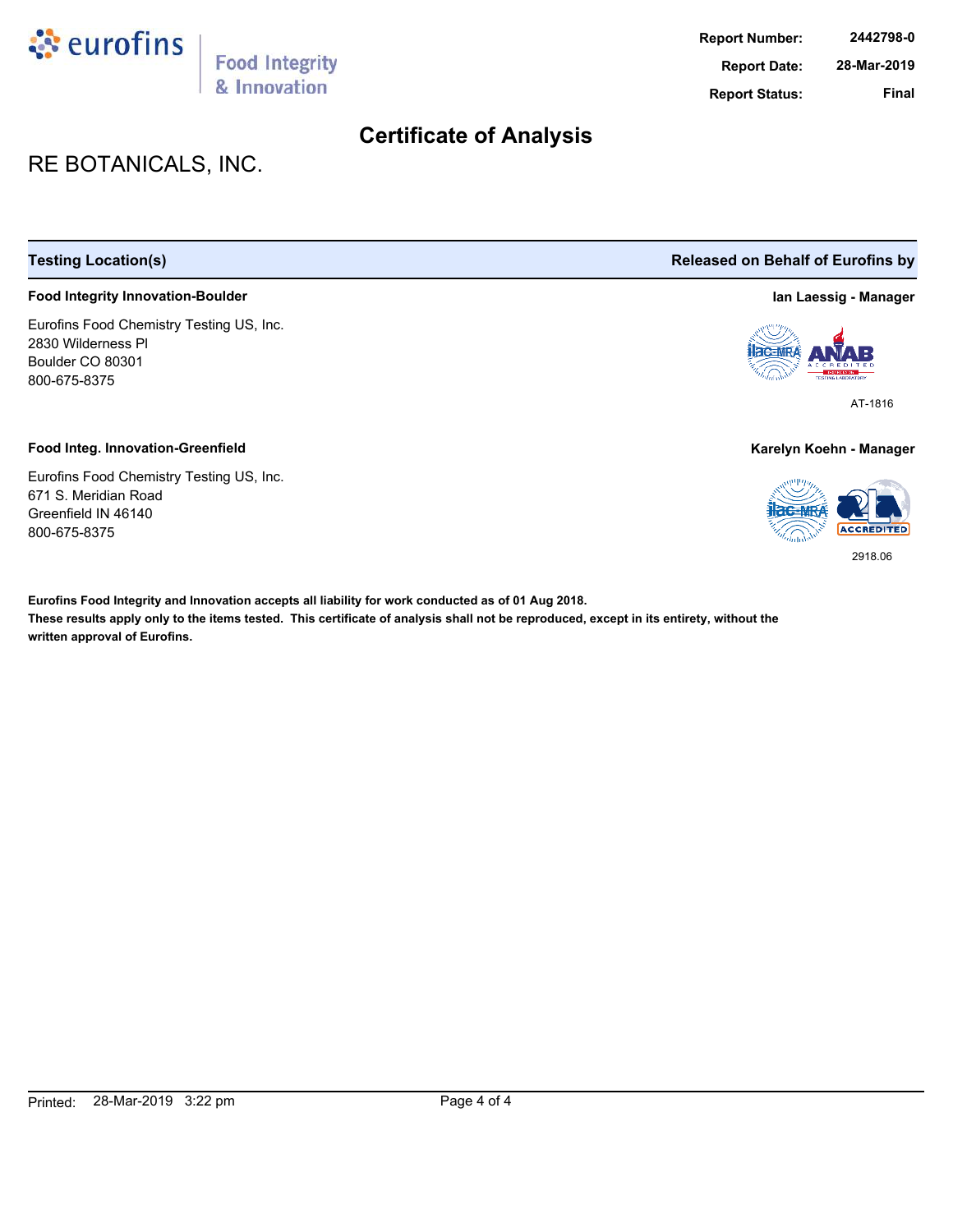Report Number: 2442798-0
Report Date: 28-Mar-2019
Report Status: Final

# Certificate of Analysis

## RE BOTANICALS, INC.

| Testing Location(s) | Released on Behalf of Eurofins by |
|---|---|
| **Food Integrity Innovation-Boulder** | **Ian Laessig - Manager** |
| Eurofins Food Chemistry Testing US, Inc.<br>2830 Wilderness Pl<br>Boulder CO 80301<br>800-675-8375 | AT-1816 |
| **Food Integ. Innovation-Greenfield** | **Karelyn Koehn - Manager** |
| Eurofins Food Chemistry Testing US, Inc.<br>671 S. Meridian Road<br>Greenfield IN 46140<br>800-675-8375 | 2918.06 |

**Eurofins Food Integrity and Innovation accepts all liability for work conducted as of 01 Aug 2018.**
**These results apply only to the items tested. This certificate of analysis shall not be reproduced, except in its entirety, without the written approval of Eurofins.**

Printed: 28-Mar-2019 3:22 pm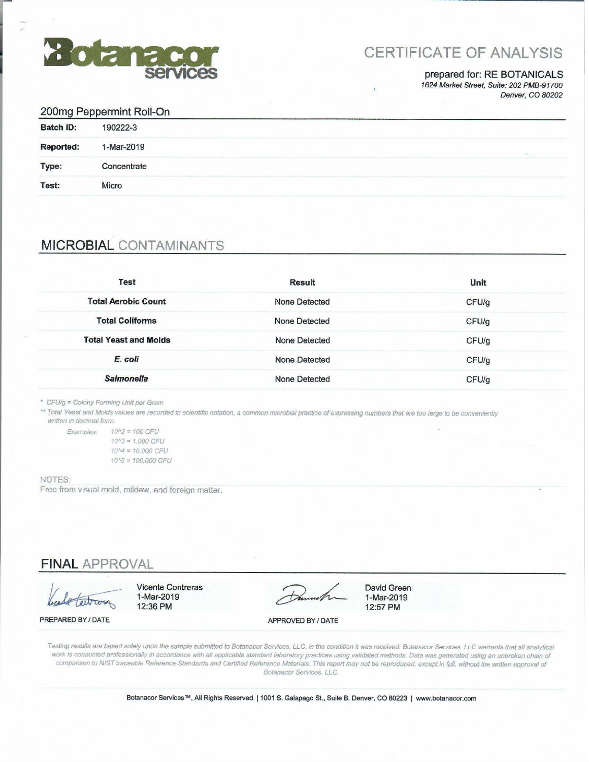Botanacor services

# CERTIFICATE OF ANALYSIS

prepared for: RE BOTANICALS
*1624 Market Street, Suite: 202 PMB-91700*
*Denver, CO 80202*

## 200mg Peppermint Roll-On

| | |
|---|---|
| **Batch ID:** | 190222-3 |
| **Reported:** | 1-Mar-2019 |
| **Type:** | Concentrate |
| **Test:** | Micro |

## MICROBIAL CONTAMINANTS

| Test | Result | Unit |
|---|---|---|
| **Total Aerobic Count** | None Detected | CFU/g |
| **Total Coliforms** | None Detected | CFU/g |
| **Total Yeast and Molds** | None Detected | CFU/g |
| ***E. coli*** | None Detected | CFU/g |
| ***Salmonella*** | None Detected | CFU/g |

*\* CFU/g = Colony Forming Unit per Gram*

*\*\* Total Yeast and Molds values are recorded in scientific notation, a common microbial practice of expressing numbers that are too large to be conveniently written in decimal form.*

*Examples:*
*10^2 = 100 CFU*
*10^3 = 1,000 CFU*
*10^4 = 10,000 CFU*
*10^5 = 100,000 CFU*

NOTES:
Free from visual mold, mildew, and foreign matter.

## FINAL APPROVAL

| PREPARED BY / DATE | APPROVED BY / DATE |
|---|---|
| Vicente Contreras, 1-Mar-2019, 12:36 PM | David Green, 1-Mar-2019, 12:57 PM |

*Testing results are based solely upon the sample submitted to Botanacor Services, LLC, in the condition it was received. Botanacor Services, LLC warrants that all analytical work is conducted professionally in accordance with all applicable standard laboratory practices using validated methods. Data was generated using an unbroken chain of comparison to NIST traceable Reference Standards and Certified Reference Materials. This report may not be reproduced, except in full, without the written approval of Botanacor Services, LLC.*

Botanacor Services™, All Rights Reserved | 1001 S. Galapago St., Suite B, Denver, CO 80223 | www.botanacor.com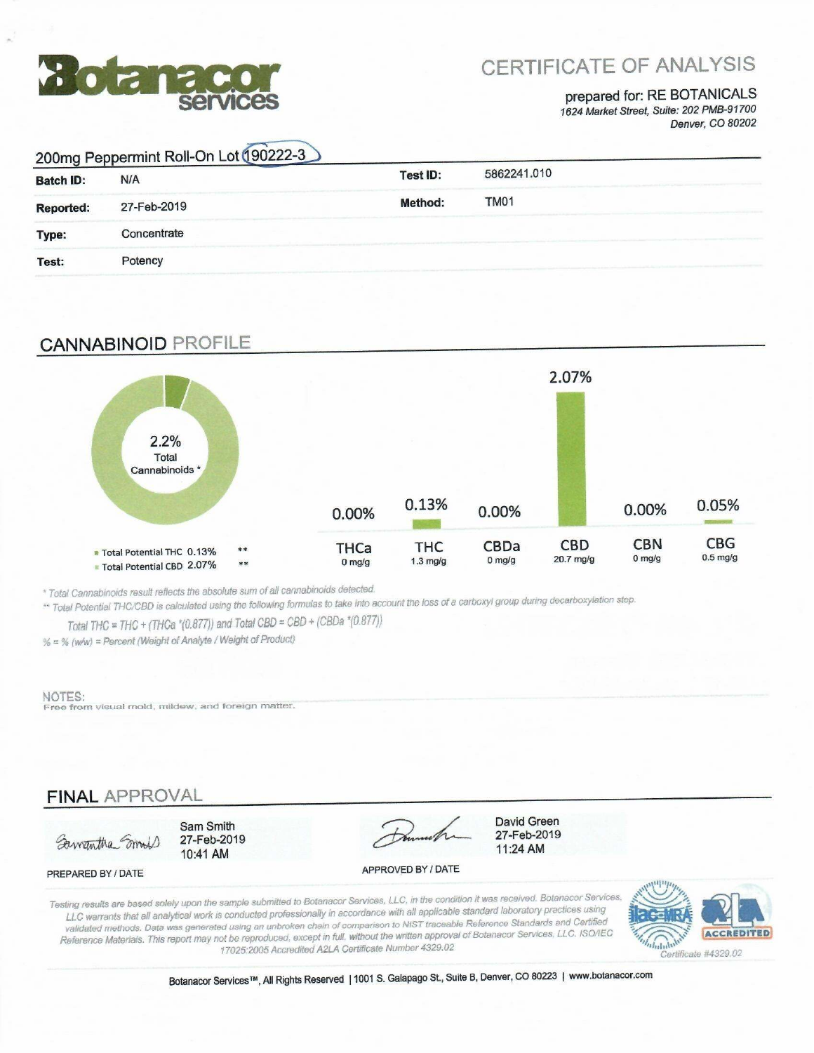**Botanacor services**

# CERTIFICATE OF ANALYSIS

prepared for: RE BOTANICALS
*1624 Market Street, Suite: 202 PMB-91700*
*Denver, CO 80202*

## 200mg Peppermint Roll-On Lot 190222-3

| | | | |
|---|---|---|---|
| **Batch ID:** | N/A | **Test ID:** | 5862241.010 |
| **Reported:** | 27-Feb-2019 | **Method:** | TM01 |
| **Type:** | Concentrate | | |
| **Test:** | Potency | | |

## CANNABINOID PROFILE

2.2% Total Cannabinoids *

- Total Potential THC 0.13% **
- Total Potential CBD 2.07% **

| THCa | THC | CBDa | CBD | CBN | CBG |
|---|---|---|---|---|---|
| 0.00% | 0.13% | 0.00% | 2.07% | 0.00% | 0.05% |
| 0 mg/g | 1.3 mg/g | 0 mg/g | 20.7 mg/g | 0 mg/g | 0.5 mg/g |

*\* Total Cannabinoids result reflects the absolute sum of all cannabinoids detected.*
*\*\* Total Potential THC/CBD is calculated using the following formulas to take into account the loss of a carboxyl group during decarboxylation step.*

*Total THC = THC + (THCa \*(0.877)) and Total CBD = CBD + (CBDa \*(0.877))*

*% = % (w/w) = Percent (Weight of Analyte / Weight of Product)*

NOTES:
Free from visual mold, mildew, and foreign matter.

## FINAL APPROVAL

Sam Smith
27-Feb-2019
10:41 AM

PREPARED BY / DATE

David Green
27-Feb-2019
11:24 AM

APPROVED BY / DATE

*Testing results are based solely upon the sample submitted to Botanacor Services, LLC, in the condition it was received. Botanacor Services, LLC warrants that all analytical work is conducted professionally in accordance with all applicable standard laboratory practices using validated methods. Data was generated using an unbroken chain of comparison to NIST traceable Reference Standards and Certified Reference Materials. This report may not be reproduced, except in full, without the written approval of Botanacor Services, LLC. ISO/IEC 17025:2005 Accredited A2LA Certificate Number 4329.02*

ilac-MRA A2LA ACCREDITED Certificate #4329.02

Botanacor Services™, All Rights Reserved | 1001 S. Galapago St., Suite B, Denver, CO 80223 | www.botanacor.com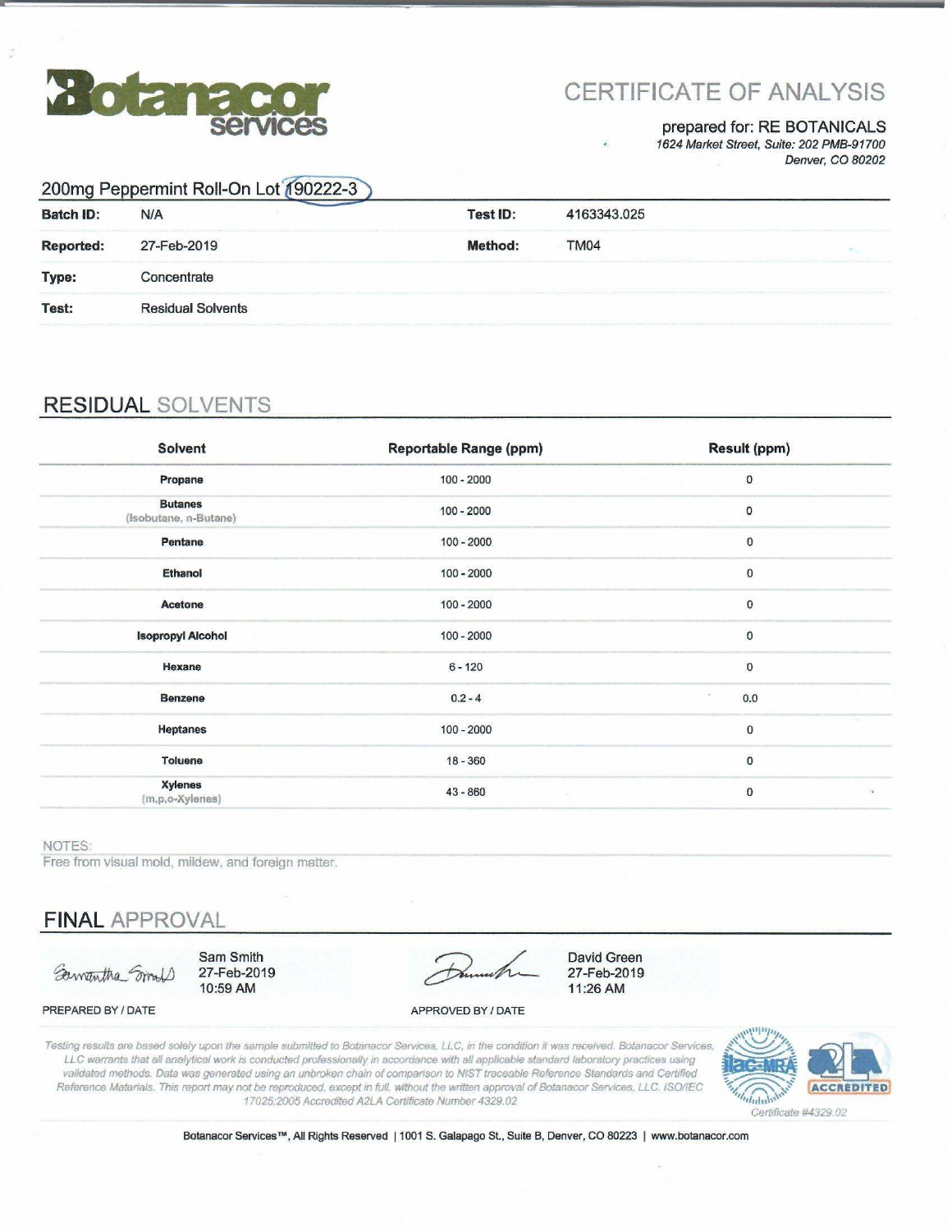Botanacor services

# CERTIFICATE OF ANALYSIS

prepared for: RE BOTANICALS
*1624 Market Street, Suite: 202 PMB-91700*
*Denver, CO 80202*

## 200mg Peppermint Roll-On Lot 190222-3

| | | | |
|---|---|---|---|
| **Batch ID:** | N/A | **Test ID:** | 4163343.025 |
| **Reported:** | 27-Feb-2019 | **Method:** | TM04 |
| **Type:** | Concentrate | | |
| **Test:** | Residual Solvents | | |

## RESIDUAL SOLVENTS

| Solvent | Reportable Range (ppm) | Result (ppm) |
|---|---|---|
| **Propane** | 100 - 2000 | 0 |
| **Butanes** (Isobutane, n-Butane) | 100 - 2000 | 0 |
| **Pentane** | 100 - 2000 | 0 |
| **Ethanol** | 100 - 2000 | 0 |
| **Acetone** | 100 - 2000 | 0 |
| **Isopropyl Alcohol** | 100 - 2000 | 0 |
| **Hexane** | 6 - 120 | 0 |
| **Benzene** | 0.2 - 4 | 0.0 |
| **Heptanes** | 100 - 2000 | 0 |
| **Toluene** | 18 - 360 | 0 |
| **Xylenes** (m,p,o-Xylenes) | 43 - 860 | 0 |

NOTES:
Free from visual mold, mildew, and foreign matter.

## FINAL APPROVAL

| | |
|---|---|
| Sam Smith<br>27-Feb-2019<br>10:59 AM | David Green<br>27-Feb-2019<br>11:26 AM |
| PREPARED BY / DATE | APPROVED BY / DATE |

*Testing results are based solely upon the sample submitted to Botanacor Services, LLC, in the condition it was received. Botanacor Services, LLC warrants that all analytical work is conducted professionally in accordance with all applicable standard laboratory practices using validated methods. Data was generated using an unbroken chain of comparison to NIST traceable Reference Standards and Certified Reference Materials. This report may not be reproduced, except in full, without the written approval of Botanacor Services, LLC. ISO/IEC 17025:2005 Accredited A2LA Certificate Number 4329.02*

ilac-MRA A2LA ACCREDITED
Certificate #4329.02

Botanacor Services™, All Rights Reserved | 1001 S. Galapago St., Suite B, Denver, CO 80223 | www.botanacor.com